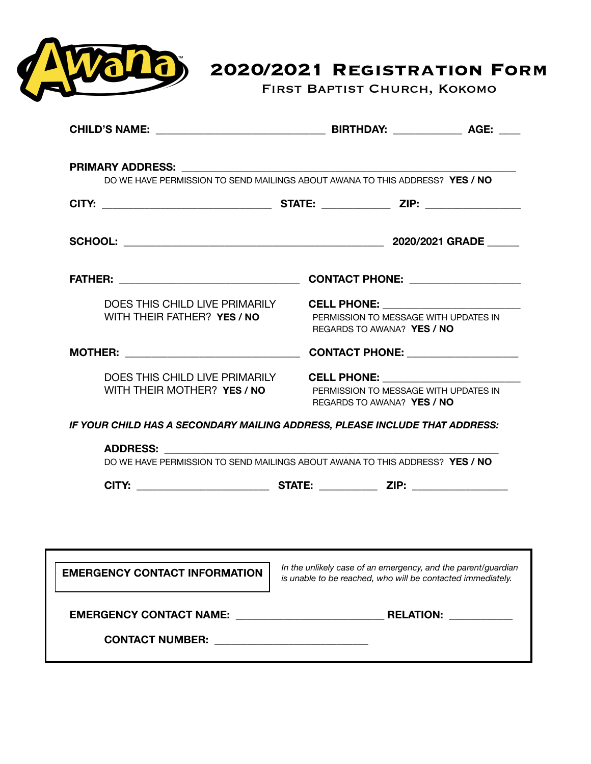Awana™

# 2020/2021 Registration Form

## First Baptist Church, Kokomo

**CHILD'S NAME:** ______________________________ **BIRTHDAY:** ____________ **AGE:** ____

**PRIMARY ADDRESS:** ____________________________________________________________

DO WE HAVE PERMISSION TO SEND MAILINGS ABOUT AWANA TO THIS ADDRESS? **YES / NO**

**CITY:** ______________________________ **STATE:** ____________ **ZIP:** ________________

**SCHOOL:** ______________________________________________ **2020/2021 GRADE** _____

**FATHER:** ______________________________ **CONTACT PHONE:** ____________________

DOES THIS CHILD LIVE PRIMARILY WITH THEIR FATHER? **YES / NO**

**CELL PHONE:** ______________________

PERMISSION TO MESSAGE WITH UPDATES IN REGARDS TO AWANA? **YES / NO**

**MOTHER:** ______________________________ **CONTACT PHONE:** ____________________

DOES THIS CHILD LIVE PRIMARILY WITH THEIR MOTHER? **YES / NO**

**CELL PHONE:** ______________________

PERMISSION TO MESSAGE WITH UPDATES IN REGARDS TO AWANA? **YES / NO**

***IF YOUR CHILD HAS A SECONDARY MAILING ADDRESS, PLEASE INCLUDE THAT ADDRESS:***

**ADDRESS:** ____________________________________________________________

DO WE HAVE PERMISSION TO SEND MAILINGS ABOUT AWANA TO THIS ADDRESS? **YES / NO**

**CITY:** ______________________ **STATE:** __________ **ZIP:** ________________

**EMERGENCY CONTACT INFORMATION**

*In the unlikely case of an emergency, and the parent/guardian is unable to be reached, who will be contacted immediately.*

**EMERGENCY CONTACT NAME:** __________________________ **RELATION:** ___________

**CONTACT NUMBER:** ___________________________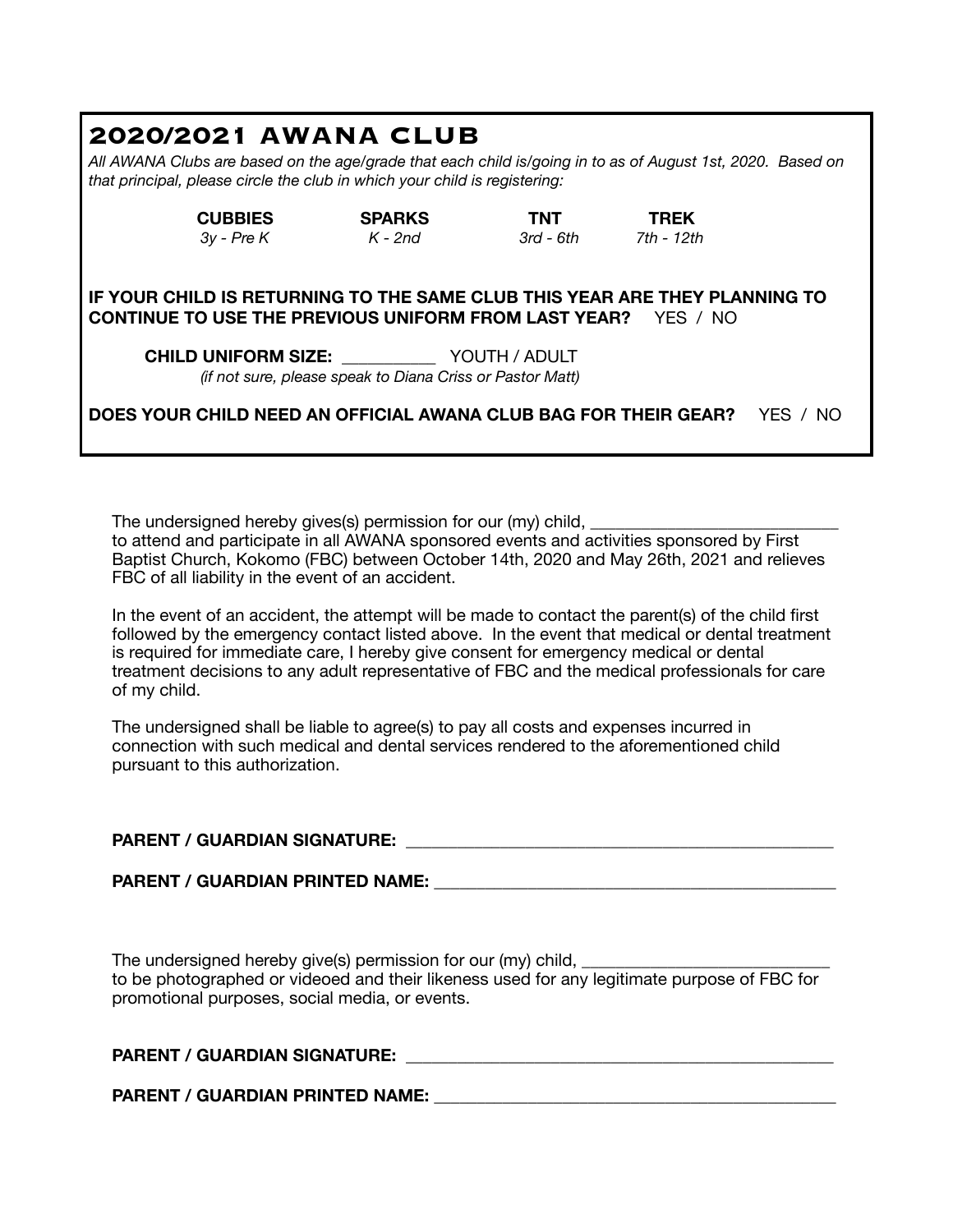## 2020/2021 AWANA CLUB

*All AWANA Clubs are based on the age/grade that each child is/going in to as of August 1st, 2020. Based on that principal, please circle the club in which your child is registering:*

| **CUBBIES** | **SPARKS** | **TNT** | **TREK** |
|---|---|---|---|
| *3y - Pre K* | *K - 2nd* | *3rd - 6th* | *7th - 12th* |

**IF YOUR CHILD IS RETURNING TO THE SAME CLUB THIS YEAR ARE THEY PLANNING TO CONTINUE TO USE THE PREVIOUS UNIFORM FROM LAST YEAR?** YES / NO

**CHILD UNIFORM SIZE:** __________ YOUTH / ADULT
*(if not sure, please speak to Diana Criss or Pastor Matt)*

**DOES YOUR CHILD NEED AN OFFICIAL AWANA CLUB BAG FOR THEIR GEAR?** YES / NO

The undersigned hereby gives(s) permission for our (my) child, ___________________________ to attend and participate in all AWANA sponsored events and activities sponsored by First Baptist Church, Kokomo (FBC) between October 14th, 2020 and May 26th, 2021 and relieves FBC of all liability in the event of an accident.

In the event of an accident, the attempt will be made to contact the parent(s) of the child first followed by the emergency contact listed above. In the event that medical or dental treatment is required for immediate care, I hereby give consent for emergency medical or dental treatment decisions to any adult representative of FBC and the medical professionals for care of my child.

The undersigned shall be liable to agree(s) to pay all costs and expenses incurred in connection with such medical and dental services rendered to the aforementioned child pursuant to this authorization.

**PARENT / GUARDIAN SIGNATURE:** _______________________________________________

**PARENT / GUARDIAN PRINTED NAME:** ____________________________________________

The undersigned hereby give(s) permission for our (my) child, ___________________________ to be photographed or videoed and their likeness used for any legitimate purpose of FBC for promotional purposes, social media, or events.

**PARENT / GUARDIAN SIGNATURE:** _______________________________________________

**PARENT / GUARDIAN PRINTED NAME:** ____________________________________________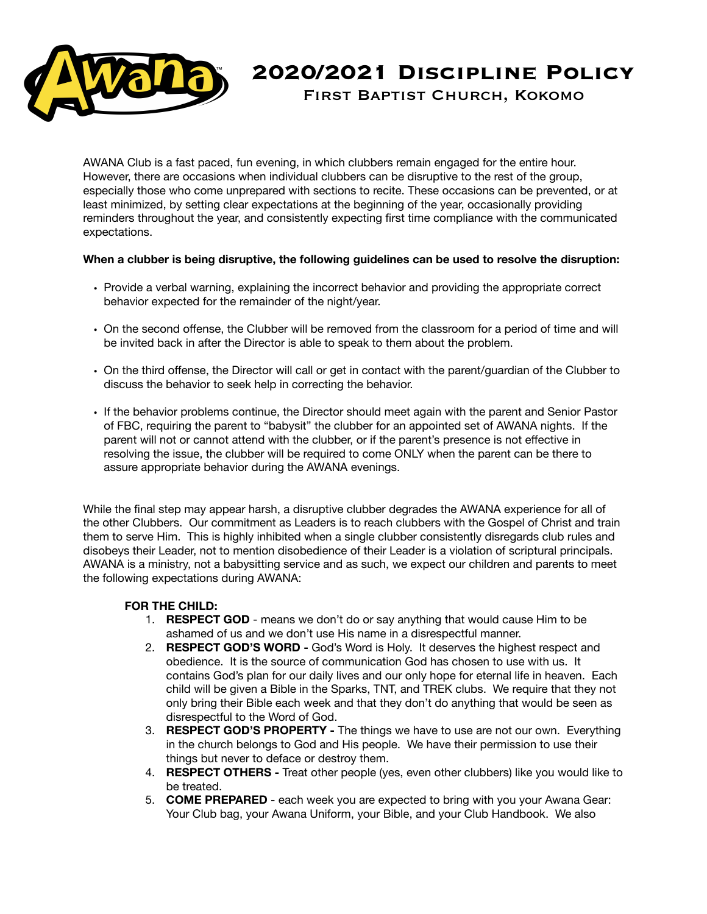# 2020/2021 Discipline Policy

## First Baptist Church, Kokomo

AWANA Club is a fast paced, fun evening, in which clubbers remain engaged for the entire hour. However, there are occasions when individual clubbers can be disruptive to the rest of the group, especially those who come unprepared with sections to recite. These occasions can be prevented, or at least minimized, by setting clear expectations at the beginning of the year, occasionally providing reminders throughout the year, and consistently expecting first time compliance with the communicated expectations.

**When a clubber is being disruptive, the following guidelines can be used to resolve the disruption:**

- Provide a verbal warning, explaining the incorrect behavior and providing the appropriate correct behavior expected for the remainder of the night/year.
- On the second offense, the Clubber will be removed from the classroom for a period of time and will be invited back in after the Director is able to speak to them about the problem.
- On the third offense, the Director will call or get in contact with the parent/guardian of the Clubber to discuss the behavior to seek help in correcting the behavior.
- If the behavior problems continue, the Director should meet again with the parent and Senior Pastor of FBC, requiring the parent to "babysit" the clubber for an appointed set of AWANA nights. If the parent will not or cannot attend with the clubber, or if the parent's presence is not effective in resolving the issue, the clubber will be required to come ONLY when the parent can be there to assure appropriate behavior during the AWANA evenings.

While the final step may appear harsh, a disruptive clubber degrades the AWANA experience for all of the other Clubbers. Our commitment as Leaders is to reach clubbers with the Gospel of Christ and train them to serve Him. This is highly inhibited when a single clubber consistently disregards club rules and disobeys their Leader, not to mention disobedience of their Leader is a violation of scriptural principals. AWANA is a ministry, not a babysitting service and as such, we expect our children and parents to meet the following expectations during AWANA:

**FOR THE CHILD:**

1. **RESPECT GOD** - means we don't do or say anything that would cause Him to be ashamed of us and we don't use His name in a disrespectful manner.
2. **RESPECT GOD'S WORD -** God's Word is Holy. It deserves the highest respect and obedience. It is the source of communication God has chosen to use with us. It contains God's plan for our daily lives and our only hope for eternal life in heaven. Each child will be given a Bible in the Sparks, TNT, and TREK clubs. We require that they not only bring their Bible each week and that they don't do anything that would be seen as disrespectful to the Word of God.
3. **RESPECT GOD'S PROPERTY -** The things we have to use are not our own. Everything in the church belongs to God and His people. We have their permission to use their things but never to deface or destroy them.
4. **RESPECT OTHERS -** Treat other people (yes, even other clubbers) like you would like to be treated.
5. **COME PREPARED** - each week you are expected to bring with you your Awana Gear: Your Club bag, your Awana Uniform, your Bible, and your Club Handbook. We also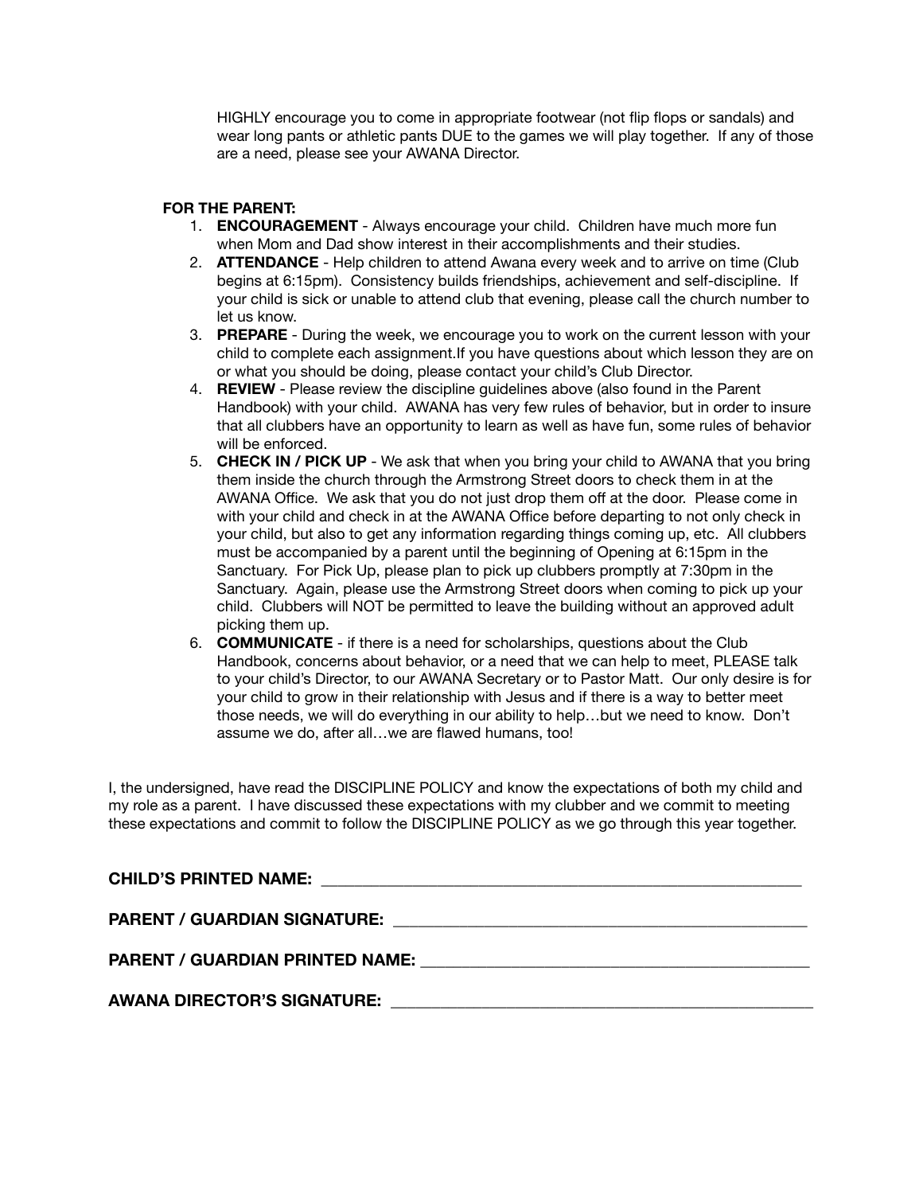HIGHLY encourage you to come in appropriate footwear (not flip flops or sandals) and wear long pants or athletic pants DUE to the games we will play together. If any of those are a need, please see your AWANA Director.

**FOR THE PARENT:**

1. **ENCOURAGEMENT** - Always encourage your child. Children have much more fun when Mom and Dad show interest in their accomplishments and their studies.
2. **ATTENDANCE** - Help children to attend Awana every week and to arrive on time (Club begins at 6:15pm). Consistency builds friendships, achievement and self-discipline. If your child is sick or unable to attend club that evening, please call the church number to let us know.
3. **PREPARE** - During the week, we encourage you to work on the current lesson with your child to complete each assignment.If you have questions about which lesson they are on or what you should be doing, please contact your child's Club Director.
4. **REVIEW** - Please review the discipline guidelines above (also found in the Parent Handbook) with your child. AWANA has very few rules of behavior, but in order to insure that all clubbers have an opportunity to learn as well as have fun, some rules of behavior will be enforced.
5. **CHECK IN / PICK UP** - We ask that when you bring your child to AWANA that you bring them inside the church through the Armstrong Street doors to check them in at the AWANA Office. We ask that you do not just drop them off at the door. Please come in with your child and check in at the AWANA Office before departing to not only check in your child, but also to get any information regarding things coming up, etc. All clubbers must be accompanied by a parent until the beginning of Opening at 6:15pm in the Sanctuary. For Pick Up, please plan to pick up clubbers promptly at 7:30pm in the Sanctuary. Again, please use the Armstrong Street doors when coming to pick up your child. Clubbers will NOT be permitted to leave the building without an approved adult picking them up.
6. **COMMUNICATE** - if there is a need for scholarships, questions about the Club Handbook, concerns about behavior, or a need that we can help to meet, PLEASE talk to your child's Director, to our AWANA Secretary or to Pastor Matt. Our only desire is for your child to grow in their relationship with Jesus and if there is a way to better meet those needs, we will do everything in our ability to help…but we need to know. Don't assume we do, after all…we are flawed humans, too!

I, the undersigned, have read the DISCIPLINE POLICY and know the expectations of both my child and my role as a parent. I have discussed these expectations with my clubber and we commit to meeting these expectations and commit to follow the DISCIPLINE POLICY as we go through this year together.

**CHILD'S PRINTED NAME:** ____________________________________________________________

**PARENT / GUARDIAN SIGNATURE:** ___________________________________________________

**PARENT / GUARDIAN PRINTED NAME:** ________________________________________________

**AWANA DIRECTOR'S SIGNATURE:** ____________________________________________________